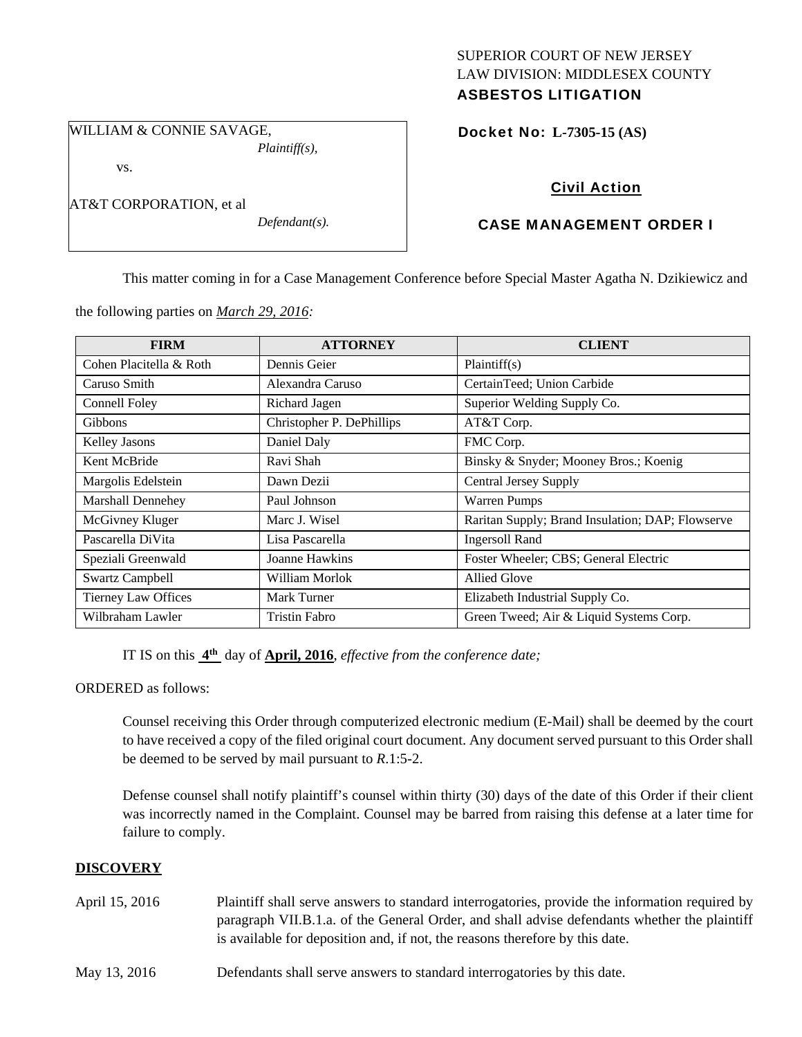SUPERIOR COURT OF NEW JERSEY
LAW DIVISION: MIDDLESEX COUNTY
**ASBESTOS LITIGATION**

WILLIAM & CONNIE SAVAGE,
*Plaintiff(s),*

vs.

AT&T CORPORATION, et al
*Defendant(s).*

**Docket No: L-7305-15 (AS)**

**Civil Action**

**CASE MANAGEMENT ORDER I**

This matter coming in for a Case Management Conference before Special Master Agatha N. Dzikiewicz and the following parties on ***March 29, 2016:***

| FIRM | ATTORNEY | CLIENT |
|---|---|---|
| Cohen Placitella & Roth | Dennis Geier | Plaintiff(s) |
| Caruso Smith | Alexandra Caruso | CertainTeed; Union Carbide |
| Connell Foley | Richard Jagen | Superior Welding Supply Co. |
| Gibbons | Christopher P. DePhillips | AT&T Corp. |
| Kelley Jasons | Daniel Daly | FMC Corp. |
| Kent McBride | Ravi Shah | Binsky & Snyder; Mooney Bros.; Koenig |
| Margolis Edelstein | Dawn Dezii | Central Jersey Supply |
| Marshall Dennehey | Paul Johnson | Warren Pumps |
| McGivney Kluger | Marc J. Wisel | Raritan Supply; Brand Insulation; DAP; Flowserve |
| Pascarella DiVita | Lisa Pascarella | Ingersoll Rand |
| Speziali Greenwald | Joanne Hawkins | Foster Wheeler; CBS; General Electric |
| Swartz Campbell | William Morlok | Allied Glove |
| Tierney Law Offices | Mark Turner | Elizabeth Industrial Supply Co. |
| Wilbraham Lawler | Tristin Fabro | Green Tweed; Air & Liquid Systems Corp. |

IT IS on this **4th** day of **April, 2016**, *effective from the conference date;*

ORDERED as follows:

Counsel receiving this Order through computerized electronic medium (E-Mail) shall be deemed by the court to have received a copy of the filed original court document. Any document served pursuant to this Order shall be deemed to be served by mail pursuant to *R*.1:5-2.

Defense counsel shall notify plaintiff's counsel within thirty (30) days of the date of this Order if their client was incorrectly named in the Complaint. Counsel may be barred from raising this defense at a later time for failure to comply.

## DISCOVERY

April 15, 2016 — Plaintiff shall serve answers to standard interrogatories, provide the information required by paragraph VII.B.1.a. of the General Order, and shall advise defendants whether the plaintiff is available for deposition and, if not, the reasons therefore by this date.

May 13, 2016 — Defendants shall serve answers to standard interrogatories by this date.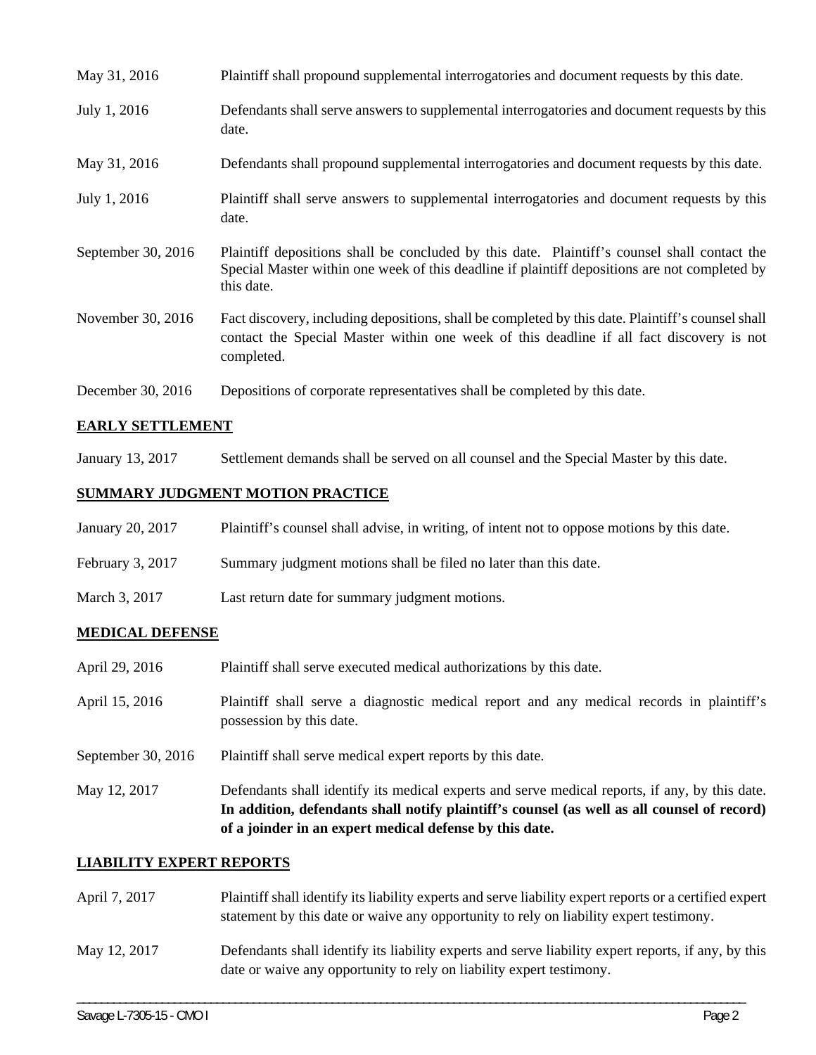| | |
|---|---|
| May 31, 2016 | Plaintiff shall propound supplemental interrogatories and document requests by this date. |
| July 1, 2016 | Defendants shall serve answers to supplemental interrogatories and document requests by this date. |
| May 31, 2016 | Defendants shall propound supplemental interrogatories and document requests by this date. |
| July 1, 2016 | Plaintiff shall serve answers to supplemental interrogatories and document requests by this date. |
| September 30, 2016 | Plaintiff depositions shall be concluded by this date. Plaintiff's counsel shall contact the Special Master within one week of this deadline if plaintiff depositions are not completed by this date. |
| November 30, 2016 | Fact discovery, including depositions, shall be completed by this date. Plaintiff's counsel shall contact the Special Master within one week of this deadline if all fact discovery is not completed. |
| December 30, 2016 | Depositions of corporate representatives shall be completed by this date. |

## EARLY SETTLEMENT

| | |
|---|---|
| January 13, 2017 | Settlement demands shall be served on all counsel and the Special Master by this date. |

## SUMMARY JUDGMENT MOTION PRACTICE

| | |
|---|---|
| January 20, 2017 | Plaintiff's counsel shall advise, in writing, of intent not to oppose motions by this date. |
| February 3, 2017 | Summary judgment motions shall be filed no later than this date. |
| March 3, 2017 | Last return date for summary judgment motions. |

## MEDICAL DEFENSE

| | |
|---|---|
| April 29, 2016 | Plaintiff shall serve executed medical authorizations by this date. |
| April 15, 2016 | Plaintiff shall serve a diagnostic medical report and any medical records in plaintiff's possession by this date. |
| September 30, 2016 | Plaintiff shall serve medical expert reports by this date. |
| May 12, 2017 | Defendants shall identify its medical experts and serve medical reports, if any, by this date. **In addition, defendants shall notify plaintiff's counsel (as well as all counsel of record) of a joinder in an expert medical defense by this date.** |

## LIABILITY EXPERT REPORTS

| | |
|---|---|
| April 7, 2017 | Plaintiff shall identify its liability experts and serve liability expert reports or a certified expert statement by this date or waive any opportunity to rely on liability expert testimony. |
| May 12, 2017 | Defendants shall identify its liability experts and serve liability expert reports, if any, by this date or waive any opportunity to rely on liability expert testimony. |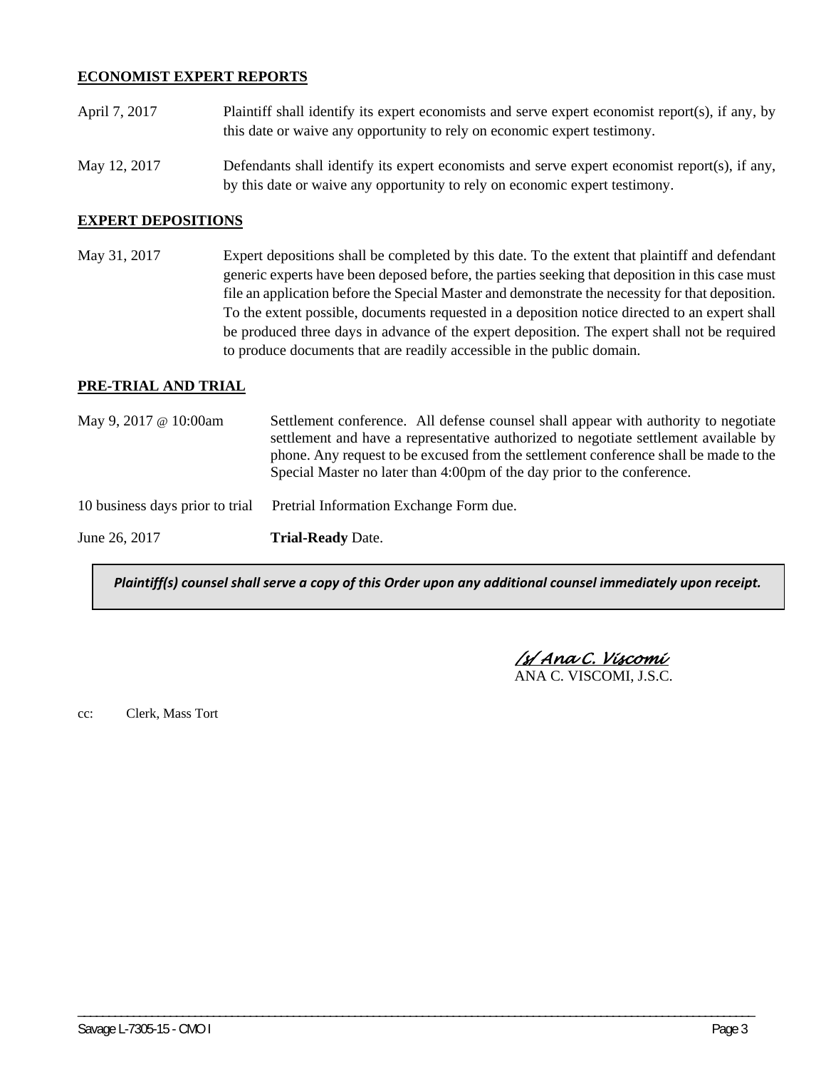**ECONOMIST EXPERT REPORTS**

| | |
|---|---|
| April 7, 2017 | Plaintiff shall identify its expert economists and serve expert economist report(s), if any, by this date or waive any opportunity to rely on economic expert testimony. |
| May 12, 2017 | Defendants shall identify its expert economists and serve expert economist report(s), if any, by this date or waive any opportunity to rely on economic expert testimony. |

**EXPERT DEPOSITIONS**

| | |
|---|---|
| May 31, 2017 | Expert depositions shall be completed by this date. To the extent that plaintiff and defendant generic experts have been deposed before, the parties seeking that deposition in this case must file an application before the Special Master and demonstrate the necessity for that deposition. To the extent possible, documents requested in a deposition notice directed to an expert shall be produced three days in advance of the expert deposition. The expert shall not be required to produce documents that are readily accessible in the public domain. |

**PRE-TRIAL AND TRIAL**

| | |
|---|---|
| May 9, 2017 @ 10:00am | Settlement conference. All defense counsel shall appear with authority to negotiate settlement and have a representative authorized to negotiate settlement available by phone. Any request to be excused from the settlement conference shall be made to the Special Master no later than 4:00pm of the day prior to the conference. |
| 10 business days prior to trial | Pretrial Information Exchange Form due. |
| June 26, 2017 | **Trial-Ready** Date. |

***Plaintiff(s) counsel shall serve a copy of this Order upon any additional counsel immediately upon receipt.***

*/s/ Ana C. Viscomi*
ANA C. VISCOMI, J.S.C.

cc: Clerk, Mass Tort